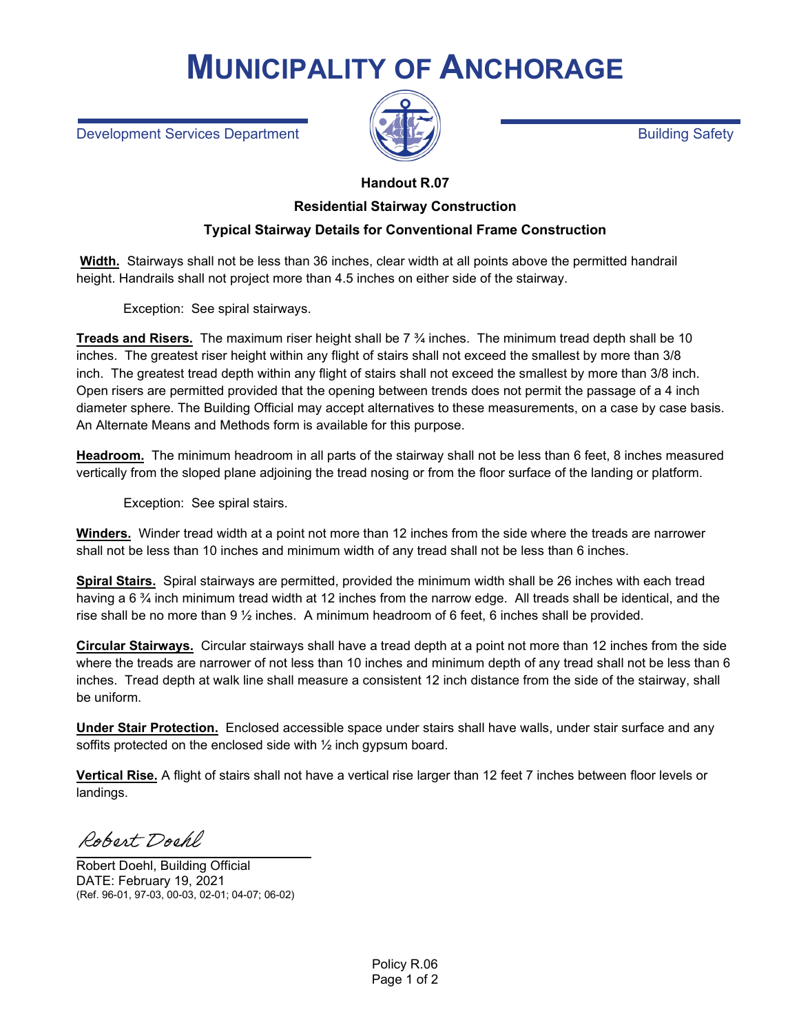# MUNICIPALITY OF ANCHORAGE

Development Services Department

Building Safety

**Handout R.07**

**Residential Stairway Construction**

**Typical Stairway Details for Conventional Frame Construction**

**Width.** Stairways shall not be less than 36 inches, clear width at all points above the permitted handrail height. Handrails shall not project more than 4.5 inches on either side of the stairway.

Exception: See spiral stairways.

**Treads and Risers.** The maximum riser height shall be 7 ¾ inches. The minimum tread depth shall be 10 inches. The greatest riser height within any flight of stairs shall not exceed the smallest by more than 3/8 inch. The greatest tread depth within any flight of stairs shall not exceed the smallest by more than 3/8 inch. Open risers are permitted provided that the opening between trends does not permit the passage of a 4 inch diameter sphere. The Building Official may accept alternatives to these measurements, on a case by case basis. An Alternate Means and Methods form is available for this purpose.

**Headroom.** The minimum headroom in all parts of the stairway shall not be less than 6 feet, 8 inches measured vertically from the sloped plane adjoining the tread nosing or from the floor surface of the landing or platform.

Exception: See spiral stairs.

**Winders.** Winder tread width at a point not more than 12 inches from the side where the treads are narrower shall not be less than 10 inches and minimum width of any tread shall not be less than 6 inches.

**Spiral Stairs.** Spiral stairways are permitted, provided the minimum width shall be 26 inches with each tread having a 6 ¾ inch minimum tread width at 12 inches from the narrow edge. All treads shall be identical, and the rise shall be no more than 9 ½ inches. A minimum headroom of 6 feet, 6 inches shall be provided.

**Circular Stairways.** Circular stairways shall have a tread depth at a point not more than 12 inches from the side where the treads are narrower of not less than 10 inches and minimum depth of any tread shall not be less than 6 inches. Tread depth at walk line shall measure a consistent 12 inch distance from the side of the stairway, shall be uniform.

**Under Stair Protection.** Enclosed accessible space under stairs shall have walls, under stair surface and any soffits protected on the enclosed side with ½ inch gypsum board.

**Vertical Rise.** A flight of stairs shall not have a vertical rise larger than 12 feet 7 inches between floor levels or landings.

*Robert Doehl*

Robert Doehl, Building Official
DATE: February 19, 2021
(Ref. 96-01, 97-03, 00-03, 02-01; 04-07; 06-02)

Policy R.06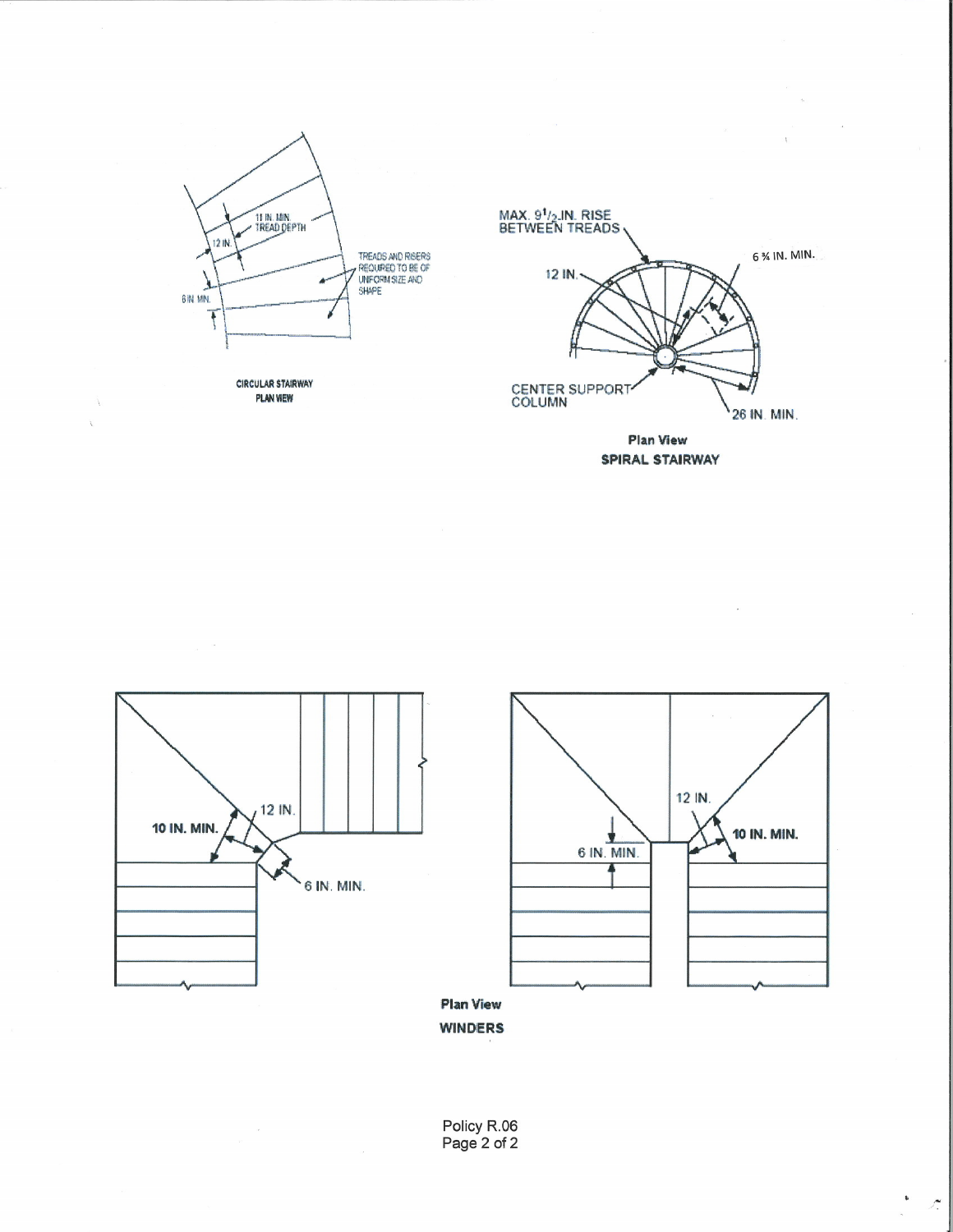11 IN. MIN.
TREAD DEPTH

12 IN.

6 IN. MIN.

TREADS AND RISERS
REQUIRED TO BE OF
UNIFORM SIZE AND
SHAPE

**CIRCULAR STAIRWAY**
**PLAN VIEW**

MAX. 9 1/2 IN. RISE
BETWEEN TREADS

12 IN.

6 ¾ IN. MIN.

CENTER SUPPORT
COLUMN

26 IN. MIN.

**Plan View**
**SPIRAL STAIRWAY**

12 IN.

**10 IN. MIN.**

6 IN. MIN.

12 IN.

6 IN. MIN.

**10 IN. MIN.**

**Plan View**
**WINDERS**

Policy R.06